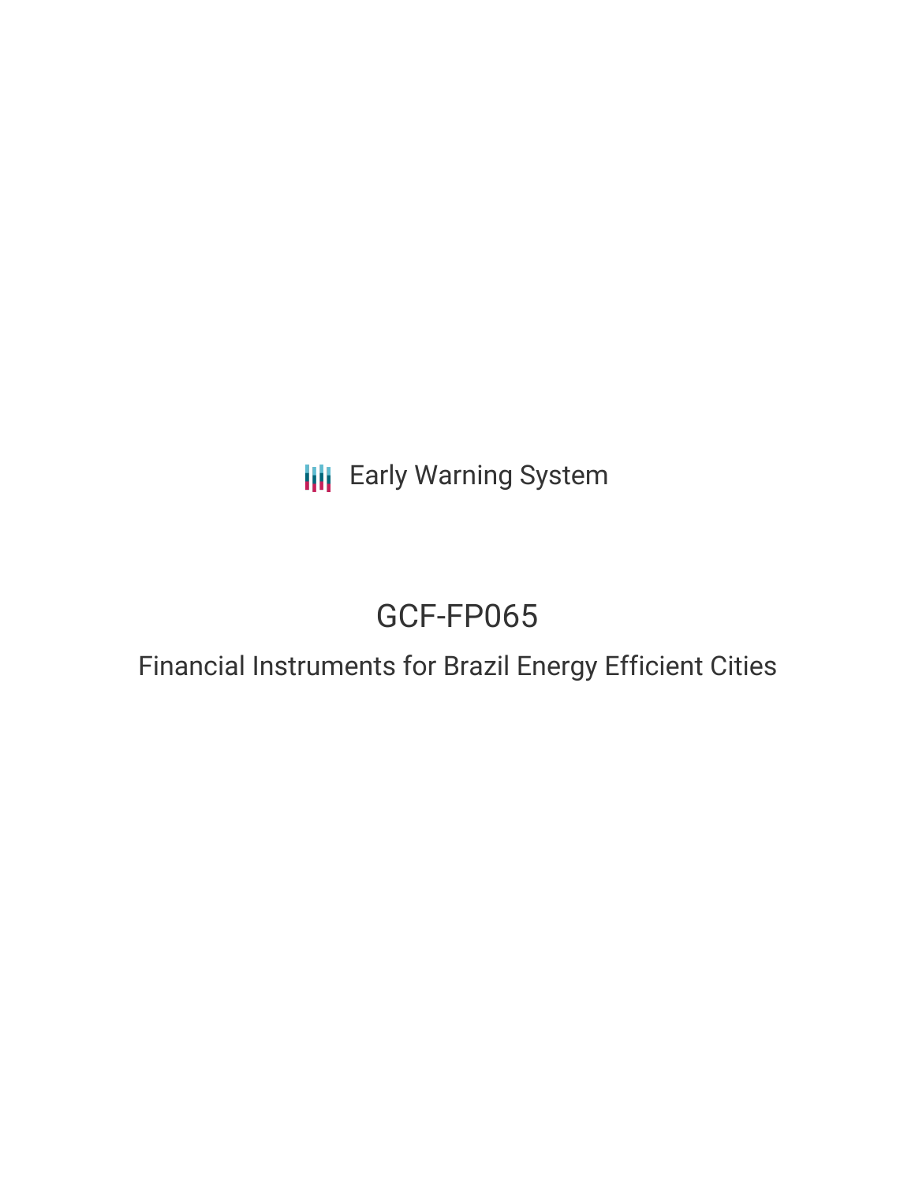Early Warning System

# GCF-FP065

## Financial Instruments for Brazil Energy Efficient Cities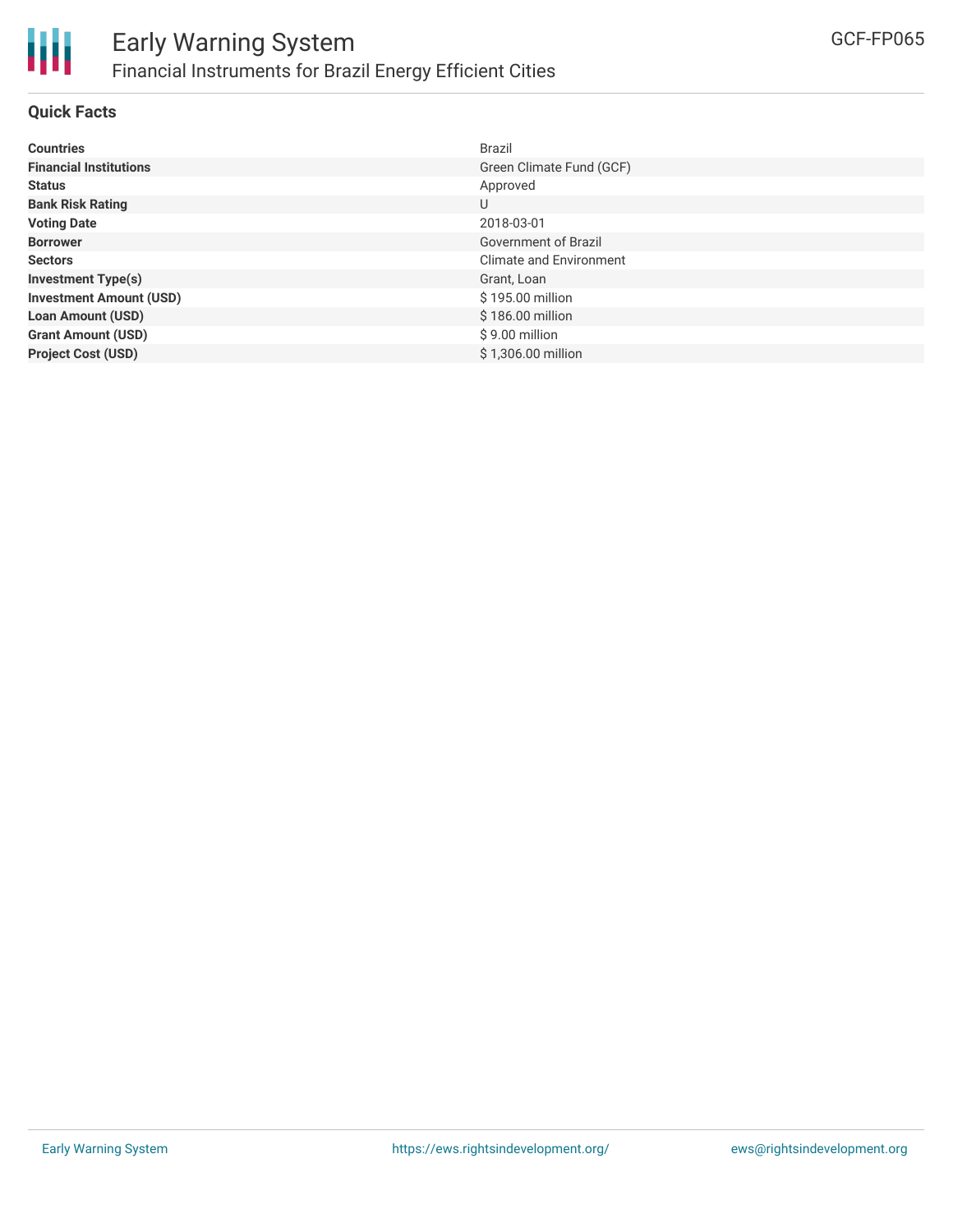## Quick Facts

| | |
|---|---|
| **Countries** | Brazil |
| **Financial Institutions** | Green Climate Fund (GCF) |
| **Status** | Approved |
| **Bank Risk Rating** | U |
| **Voting Date** | 2018-03-01 |
| **Borrower** | Government of Brazil |
| **Sectors** | Climate and Environment |
| **Investment Type(s)** | Grant, Loan |
| **Investment Amount (USD)** | $ 195.00 million |
| **Loan Amount (USD)** | $ 186.00 million |
| **Grant Amount (USD)** | $ 9.00 million |
| **Project Cost (USD)** | $ 1,306.00 million |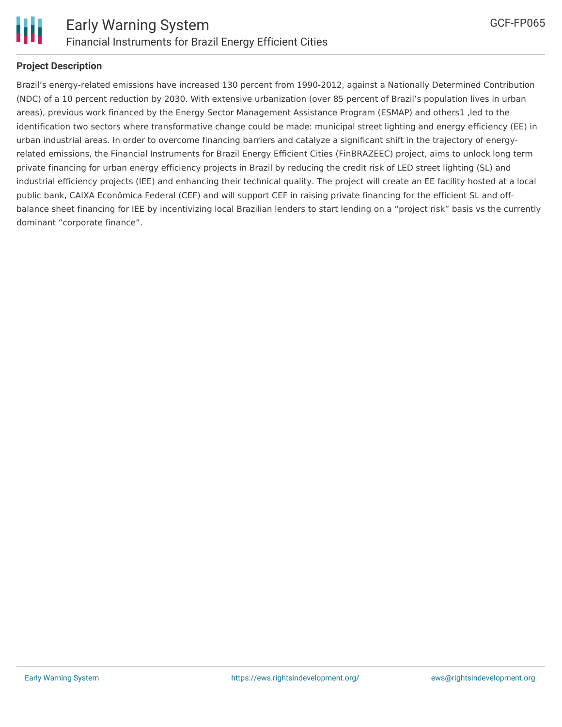## Project Description

Brazil's energy-related emissions have increased 130 percent from 1990-2012, against a Nationally Determined Contribution (NDC) of a 10 percent reduction by 2030. With extensive urbanization (over 85 percent of Brazil's population lives in urban areas), previous work financed by the Energy Sector Management Assistance Program (ESMAP) and others1 ,led to the identification two sectors where transformative change could be made: municipal street lighting and energy efficiency (EE) in urban industrial areas. In order to overcome financing barriers and catalyze a significant shift in the trajectory of energy-related emissions, the Financial Instruments for Brazil Energy Efficient Cities (FinBRAZEEC) project, aims to unlock long term private financing for urban energy efficiency projects in Brazil by reducing the credit risk of LED street lighting (SL) and industrial efficiency projects (IEE) and enhancing their technical quality. The project will create an EE facility hosted at a local public bank, CAIXA Econômica Federal (CEF) and will support CEF in raising private financing for the efficient SL and off-balance sheet financing for IEE by incentivizing local Brazilian lenders to start lending on a "project risk" basis vs the currently dominant "corporate finance".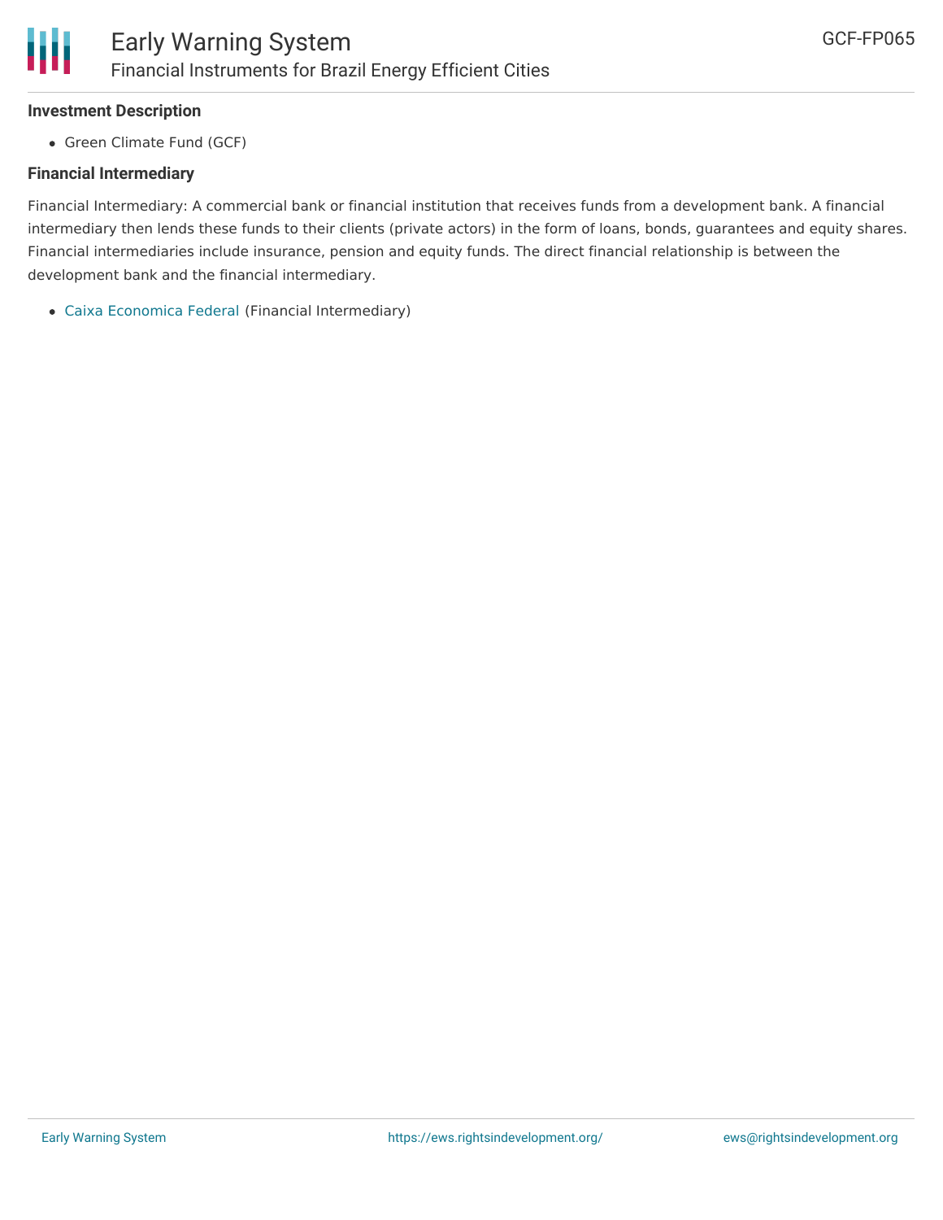**Investment Description**

- Green Climate Fund (GCF)

**Financial Intermediary**

Financial Intermediary: A commercial bank or financial institution that receives funds from a development bank. A financial intermediary then lends these funds to their clients (private actors) in the form of loans, bonds, guarantees and equity shares. Financial intermediaries include insurance, pension and equity funds. The direct financial relationship is between the development bank and the financial intermediary.

- Caixa Economica Federal (Financial Intermediary)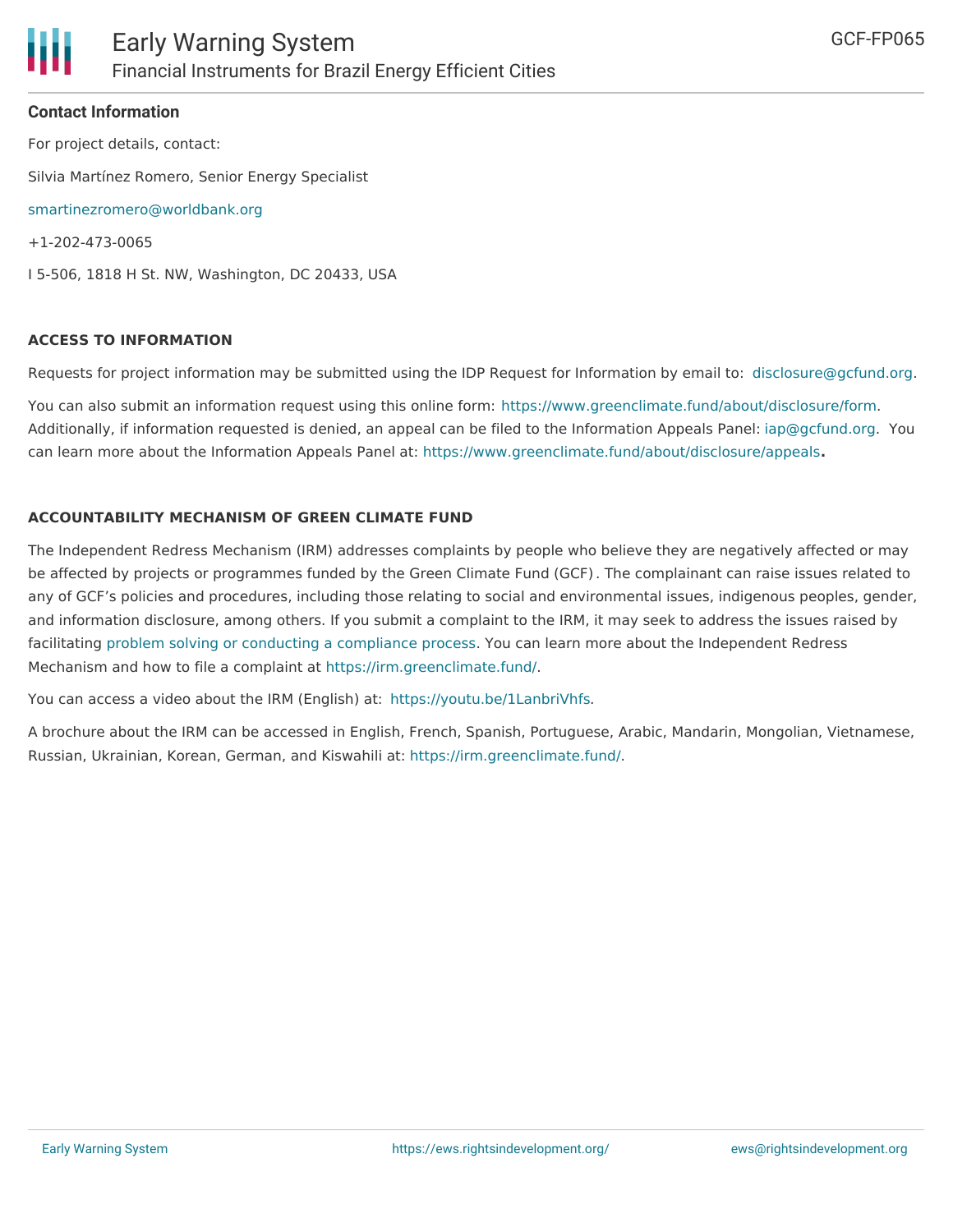**Contact Information**

For project details, contact:

Silvia Martínez Romero, Senior Energy Specialist

smartinezromero@worldbank.org

+1-202-473-0065

I 5-506, 1818 H St. NW, Washington, DC 20433, USA

**ACCESS TO INFORMATION**

Requests for project information may be submitted using the IDP Request for Information by email to: disclosure@gcfund.org.

You can also submit an information request using this online form: https://www.greenclimate.fund/about/disclosure/form. Additionally, if information requested is denied, an appeal can be filed to the Information Appeals Panel: iap@gcfund.org. You can learn more about the Information Appeals Panel at: https://www.greenclimate.fund/about/disclosure/appeals.

**ACCOUNTABILITY MECHANISM OF GREEN CLIMATE FUND**

The Independent Redress Mechanism (IRM) addresses complaints by people who believe they are negatively affected or may be affected by projects or programmes funded by the Green Climate Fund (GCF). The complainant can raise issues related to any of GCF's policies and procedures, including those relating to social and environmental issues, indigenous peoples, gender, and information disclosure, among others. If you submit a complaint to the IRM, it may seek to address the issues raised by facilitating problem solving or conducting a compliance process. You can learn more about the Independent Redress Mechanism and how to file a complaint at https://irm.greenclimate.fund/.

You can access a video about the IRM (English) at: https://youtu.be/1LanbriVhfs.

A brochure about the IRM can be accessed in English, French, Spanish, Portuguese, Arabic, Mandarin, Mongolian, Vietnamese, Russian, Ukrainian, Korean, German, and Kiswahili at: https://irm.greenclimate.fund/.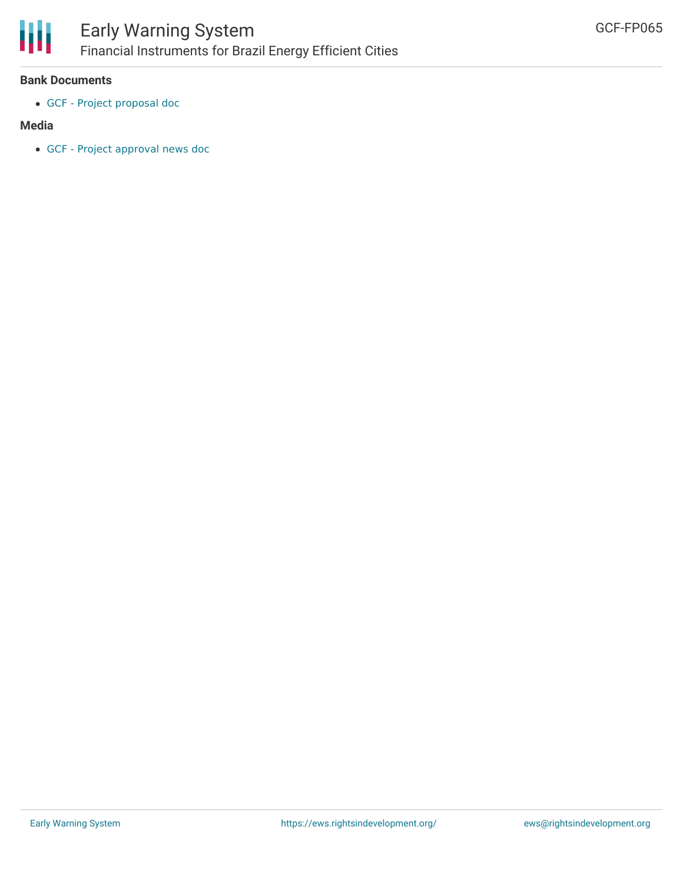**Bank Documents**

- GCF - Project proposal doc

**Media**

- GCF - Project approval news doc